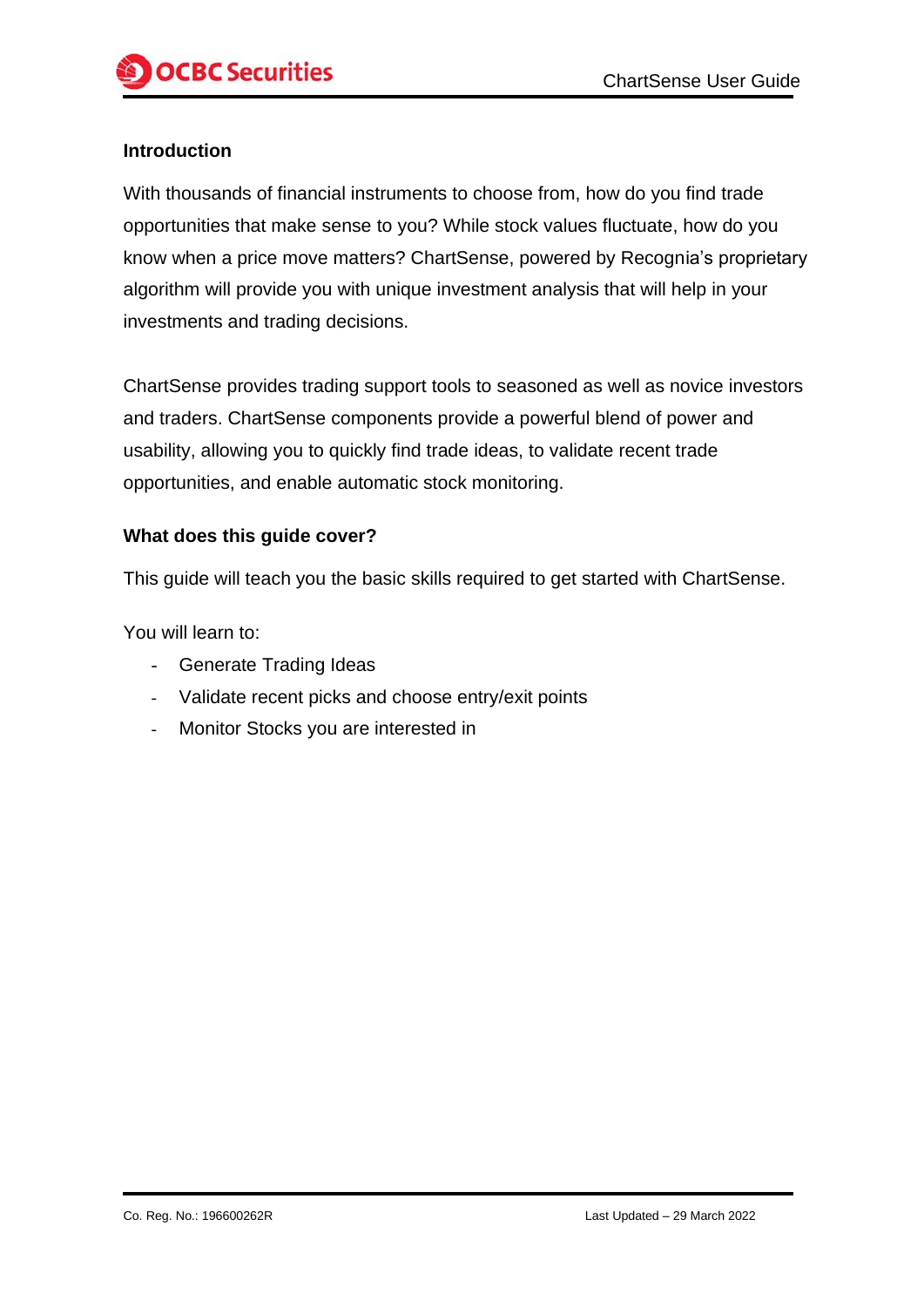## Introduction

With thousands of financial instruments to choose from, how do you find trade opportunities that make sense to you? While stock values fluctuate, how do you know when a price move matters? ChartSense, powered by Recognia's proprietary algorithm will provide you with unique investment analysis that will help in your investments and trading decisions.

ChartSense provides trading support tools to seasoned as well as novice investors and traders. ChartSense components provide a powerful blend of power and usability, allowing you to quickly find trade ideas, to validate recent trade opportunities, and enable automatic stock monitoring.

## What does this guide cover?

This guide will teach you the basic skills required to get started with ChartSense.

You will learn to:

- Generate Trading Ideas
- Validate recent picks and choose entry/exit points
- Monitor Stocks you are interested in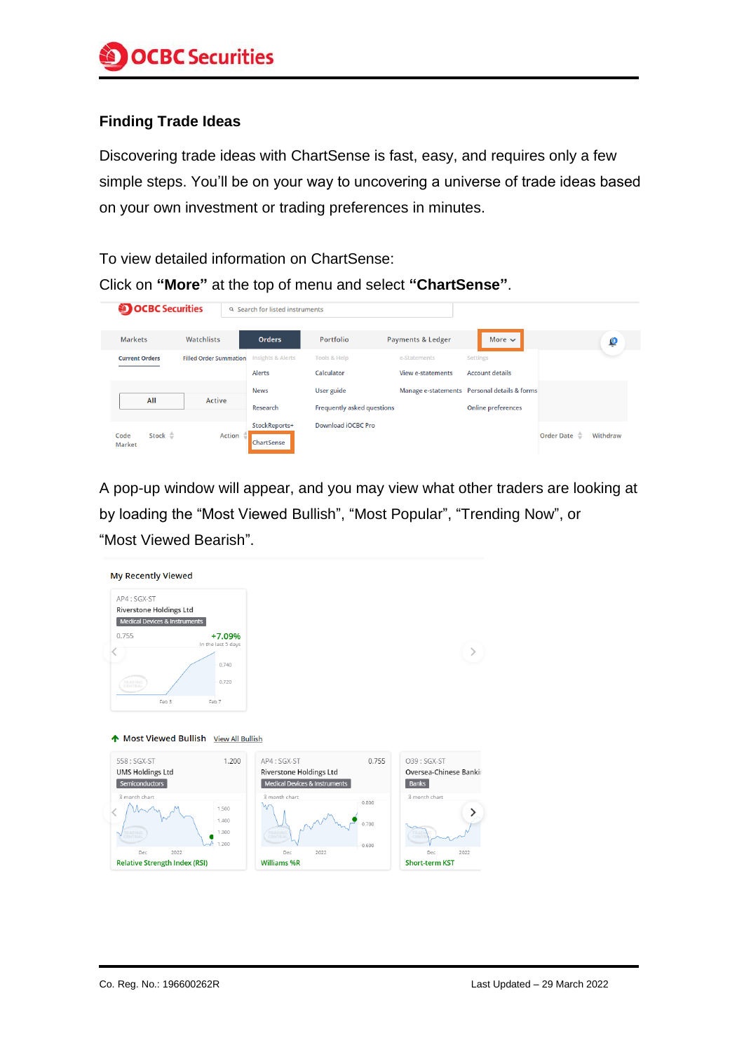## Finding Trade Ideas

Discovering trade ideas with ChartSense is fast, easy, and requires only a few simple steps. You'll be on your way to uncovering a universe of trade ideas based on your own investment or trading preferences in minutes.

To view detailed information on ChartSense:

Click on **"More"** at the top of menu and select **"ChartSense"**.

A pop-up window will appear, and you may view what other traders are looking at by loading the "Most Viewed Bullish", "Most Popular", "Trending Now", or "Most Viewed Bearish".

Co. Reg. No.: 196600262R

Last Updated – 29 March 2022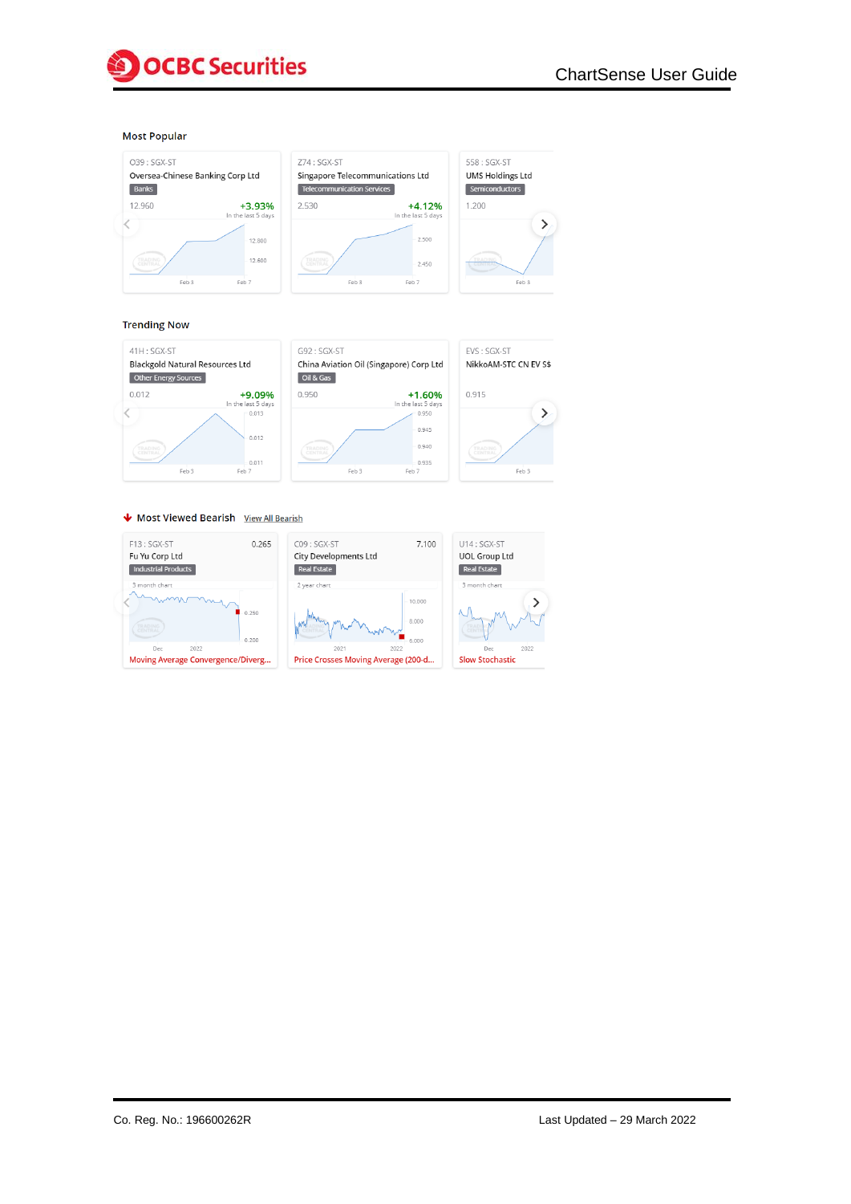## Most Popular

O39 : SGX-ST
Oversea-Chinese Banking Corp Ltd
Banks
12.960
+3.93%
In the last 5 days

Z74 : SGX-ST
Singapore Telecommunications Ltd
Telecommunication Services
2.530
+4.12%
In the last 5 days

558 : SGX-ST
UMS Holdings Ltd
Semiconductors
1.200

## Trending Now

41H : SGX-ST
Blackgold Natural Resources Ltd
Other Energy Sources
0.012
+9.09%
In the last 5 days

G92 : SGX-ST
China Aviation Oil (Singapore) Corp Ltd
Oil & Gas
0.950
+1.60%
In the last 5 days

EVS : SGX-ST
NikkoAM-STC CN EV S$
0.915

## Most Viewed Bearish

View All Bearish

F13 : SGX-ST
Fu Yu Corp Ltd
0.265
Industrial Products
3 month chart
Moving Average Convergence/Diverg...

C09 : SGX-ST
City Developments Ltd
7.100
Real Estate
2 year chart
Price Crosses Moving Average (200-d...

U14 : SGX-ST
UOL Group Ltd
Real Estate
3 month chart
Slow Stochastic

Co. Reg. No.: 196600262R

Last Updated – 29 March 2022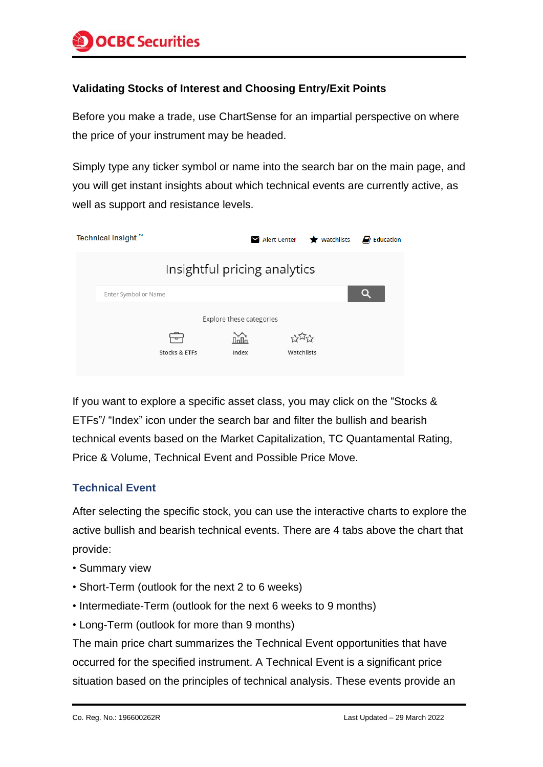**Validating Stocks of Interest and Choosing Entry/Exit Points**

Before you make a trade, use ChartSense for an impartial perspective on where the price of your instrument may be headed.

Simply type any ticker symbol or name into the search bar on the main page, and you will get instant insights about which technical events are currently active, as well as support and resistance levels.

If you want to explore a specific asset class, you may click on the "Stocks & ETFs"/ "Index" icon under the search bar and filter the bullish and bearish technical events based on the Market Capitalization, TC Quantamental Rating, Price & Volume, Technical Event and Possible Price Move.

## Technical Event

After selecting the specific stock, you can use the interactive charts to explore the active bullish and bearish technical events. There are 4 tabs above the chart that provide:

- Summary view
- Short-Term (outlook for the next 2 to 6 weeks)
- Intermediate-Term (outlook for the next 6 weeks to 9 months)
- Long-Term (outlook for more than 9 months)

The main price chart summarizes the Technical Event opportunities that have occurred for the specified instrument. A Technical Event is a significant price situation based on the principles of technical analysis. These events provide an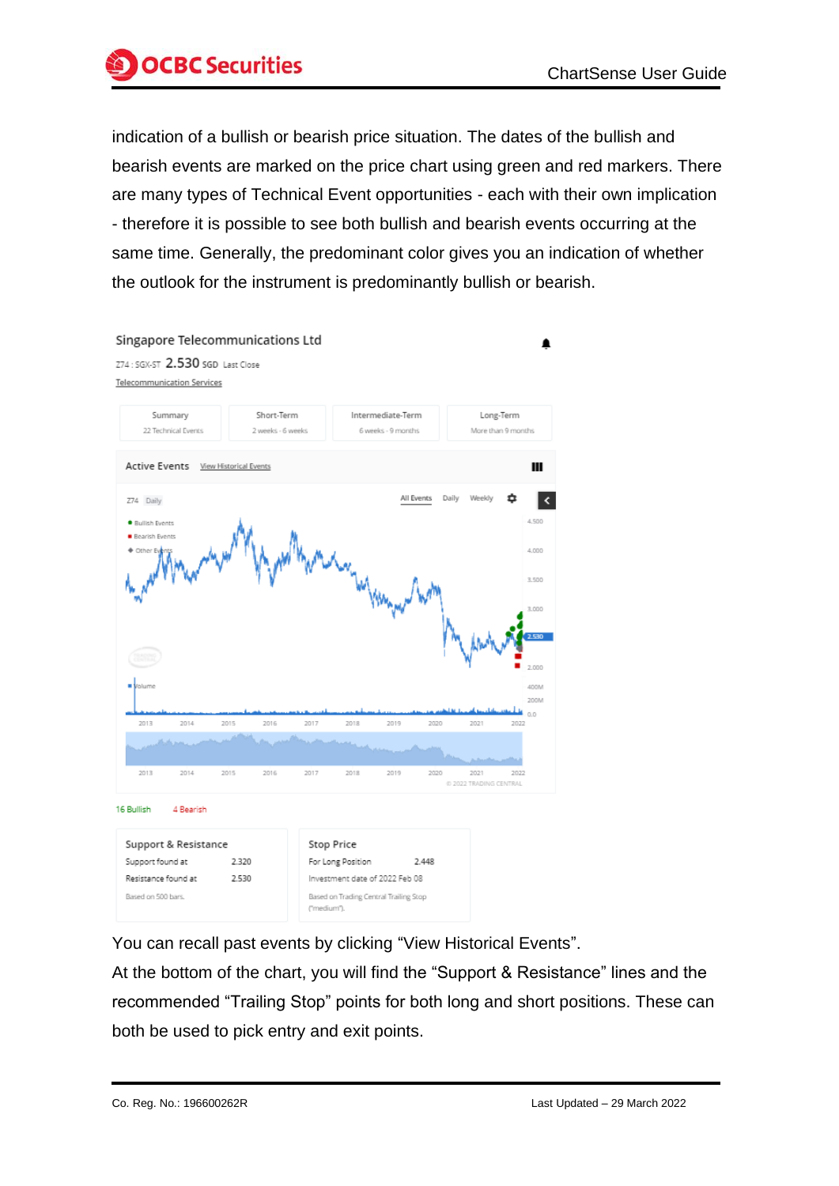indication of a bullish or bearish price situation. The dates of the bullish and bearish events are marked on the price chart using green and red markers. There are many types of Technical Event opportunities - each with their own implication - therefore it is possible to see both bullish and bearish events occurring at the same time. Generally, the predominant color gives you an indication of whether the outlook for the instrument is predominantly bullish or bearish.

You can recall past events by clicking "View Historical Events".

At the bottom of the chart, you will find the "Support & Resistance" lines and the recommended "Trailing Stop" points for both long and short positions. These can both be used to pick entry and exit points.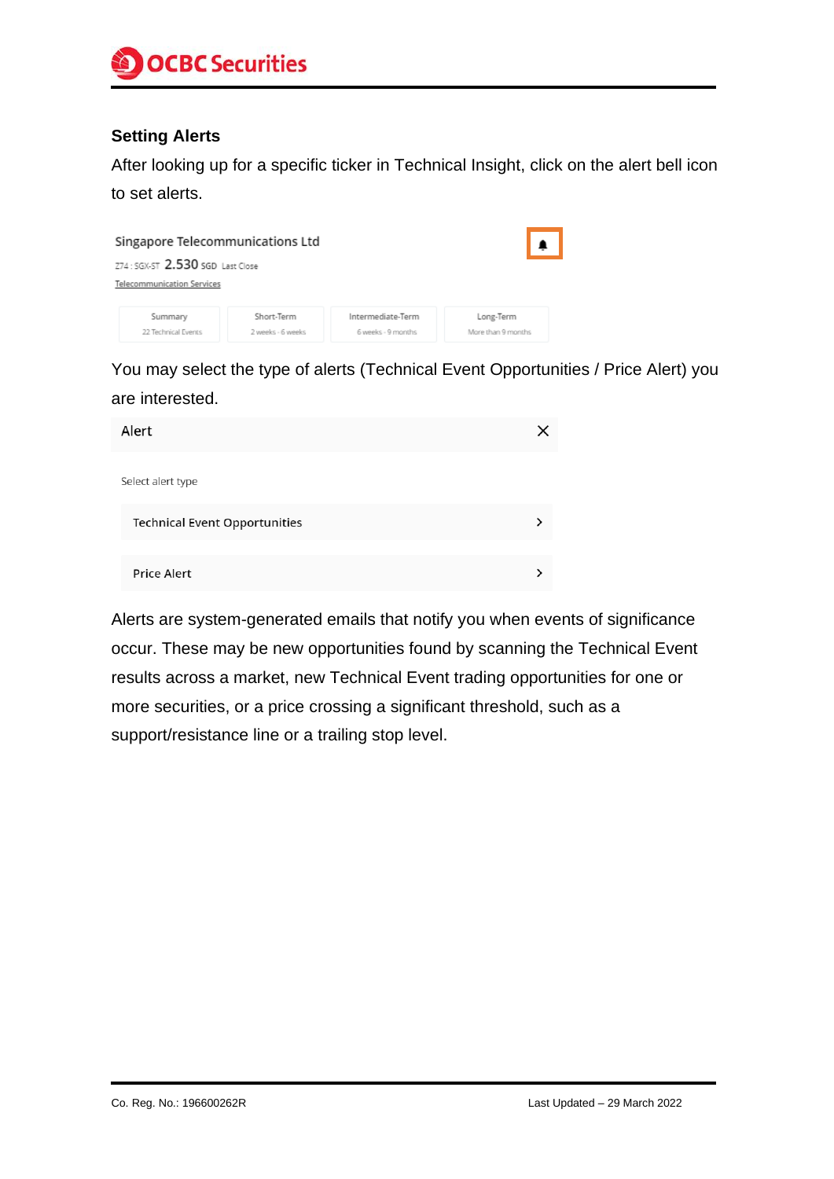### Setting Alerts

After looking up for a specific ticker in Technical Insight, click on the alert bell icon to set alerts.

You may select the type of alerts (Technical Event Opportunities / Price Alert) you are interested.

Alerts are system-generated emails that notify you when events of significance occur. These may be new opportunities found by scanning the Technical Event results across a market, new Technical Event trading opportunities for one or more securities, or a price crossing a significant threshold, such as a support/resistance line or a trailing stop level.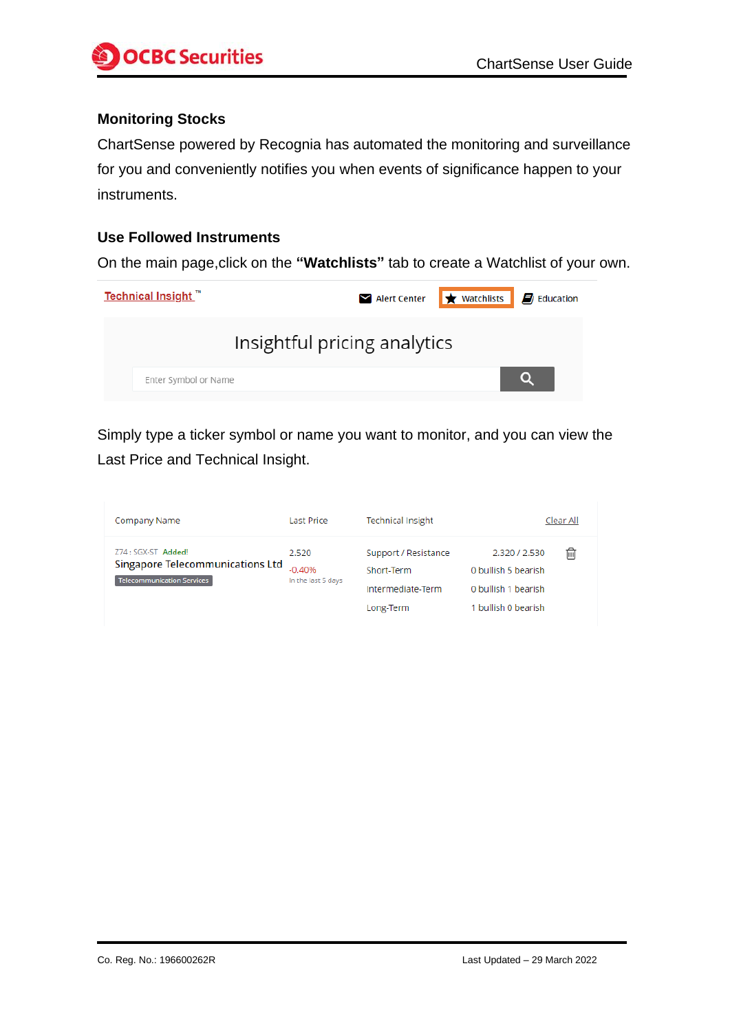## Monitoring Stocks

ChartSense powered by Recognia has automated the monitoring and surveillance for you and conveniently notifies you when events of significance happen to your instruments.

## Use Followed Instruments

On the main page,click on the **"Watchlists"** tab to create a Watchlist of your own.

Technical Insight ™ | Alert Center | Watchlists | Education

Insightful pricing analytics

Enter Symbol or Name

Simply type a ticker symbol or name you want to monitor, and you can view the Last Price and Technical Insight.

| Company Name | Last Price | Technical Insight | | Clear All |
|---|---|---|---|---|
| Z74 : SGX-ST Added! Singapore Telecommunications Ltd Telecommunication Services | 2.520 -0.40% In the last 5 days | Support / Resistance | 2.320 / 2.530 | |
| | | Short-Term | 0 bullish 5 bearish | |
| | | Intermediate-Term | 0 bullish 1 bearish | |
| | | Long-Term | 1 bullish 0 bearish | |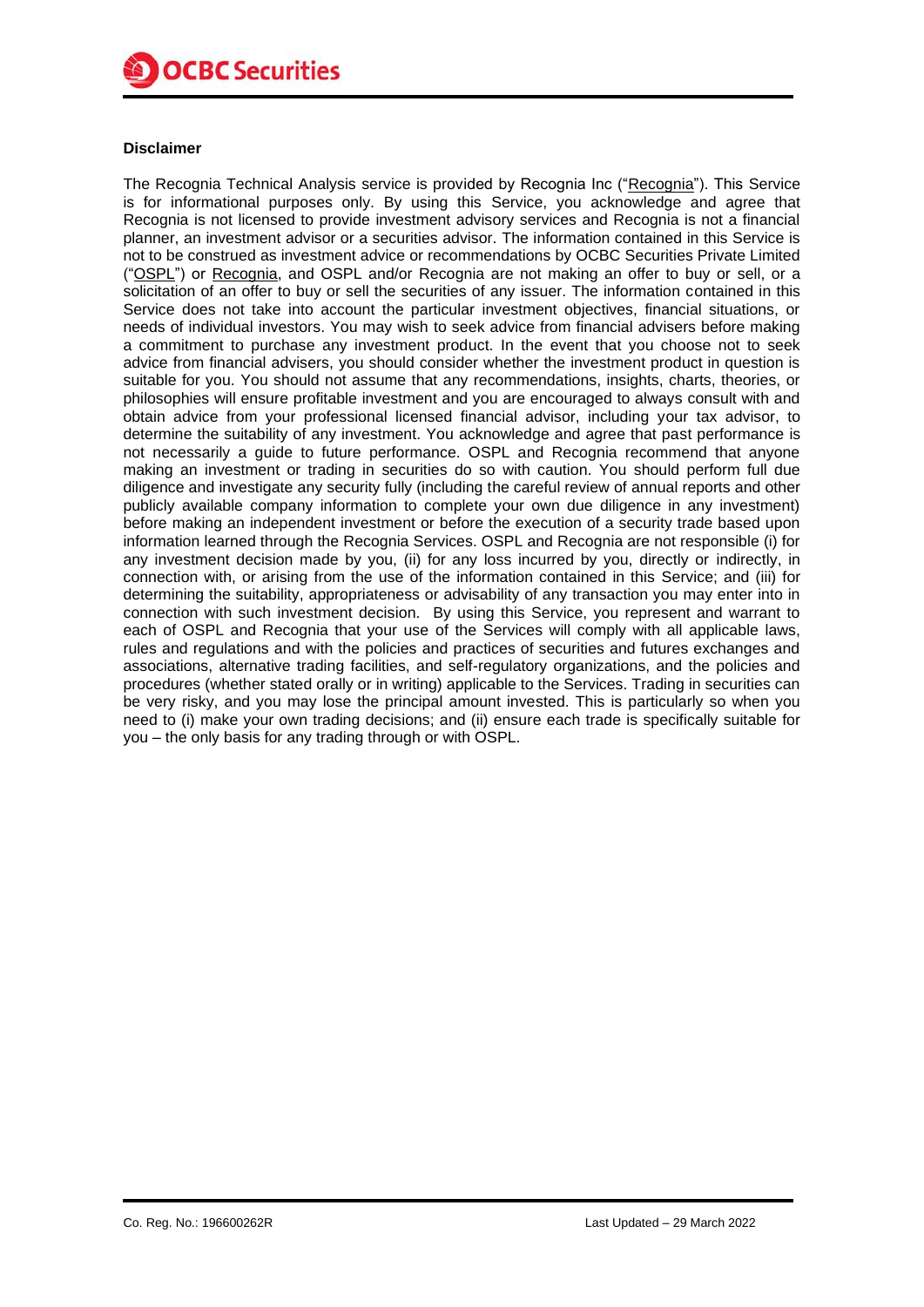**Disclaimer**

The Recognia Technical Analysis service is provided by Recognia Inc ("Recognia"). This Service is for informational purposes only. By using this Service, you acknowledge and agree that Recognia is not licensed to provide investment advisory services and Recognia is not a financial planner, an investment advisor or a securities advisor. The information contained in this Service is not to be construed as investment advice or recommendations by OCBC Securities Private Limited ("OSPL") or Recognia, and OSPL and/or Recognia are not making an offer to buy or sell, or a solicitation of an offer to buy or sell the securities of any issuer. The information contained in this Service does not take into account the particular investment objectives, financial situations, or needs of individual investors. You may wish to seek advice from financial advisers before making a commitment to purchase any investment product. In the event that you choose not to seek advice from financial advisers, you should consider whether the investment product in question is suitable for you. You should not assume that any recommendations, insights, charts, theories, or philosophies will ensure profitable investment and you are encouraged to always consult with and obtain advice from your professional licensed financial advisor, including your tax advisor, to determine the suitability of any investment. You acknowledge and agree that past performance is not necessarily a guide to future performance. OSPL and Recognia recommend that anyone making an investment or trading in securities do so with caution. You should perform full due diligence and investigate any security fully (including the careful review of annual reports and other publicly available company information to complete your own due diligence in any investment) before making an independent investment or before the execution of a security trade based upon information learned through the Recognia Services. OSPL and Recognia are not responsible (i) for any investment decision made by you, (ii) for any loss incurred by you, directly or indirectly, in connection with, or arising from the use of the information contained in this Service; and (iii) for determining the suitability, appropriateness or advisability of any transaction you may enter into in connection with such investment decision. By using this Service, you represent and warrant to each of OSPL and Recognia that your use of the Services will comply with all applicable laws, rules and regulations and with the policies and practices of securities and futures exchanges and associations, alternative trading facilities, and self-regulatory organizations, and the policies and procedures (whether stated orally or in writing) applicable to the Services. Trading in securities can be very risky, and you may lose the principal amount invested. This is particularly so when you need to (i) make your own trading decisions; and (ii) ensure each trade is specifically suitable for you – the only basis for any trading through or with OSPL.